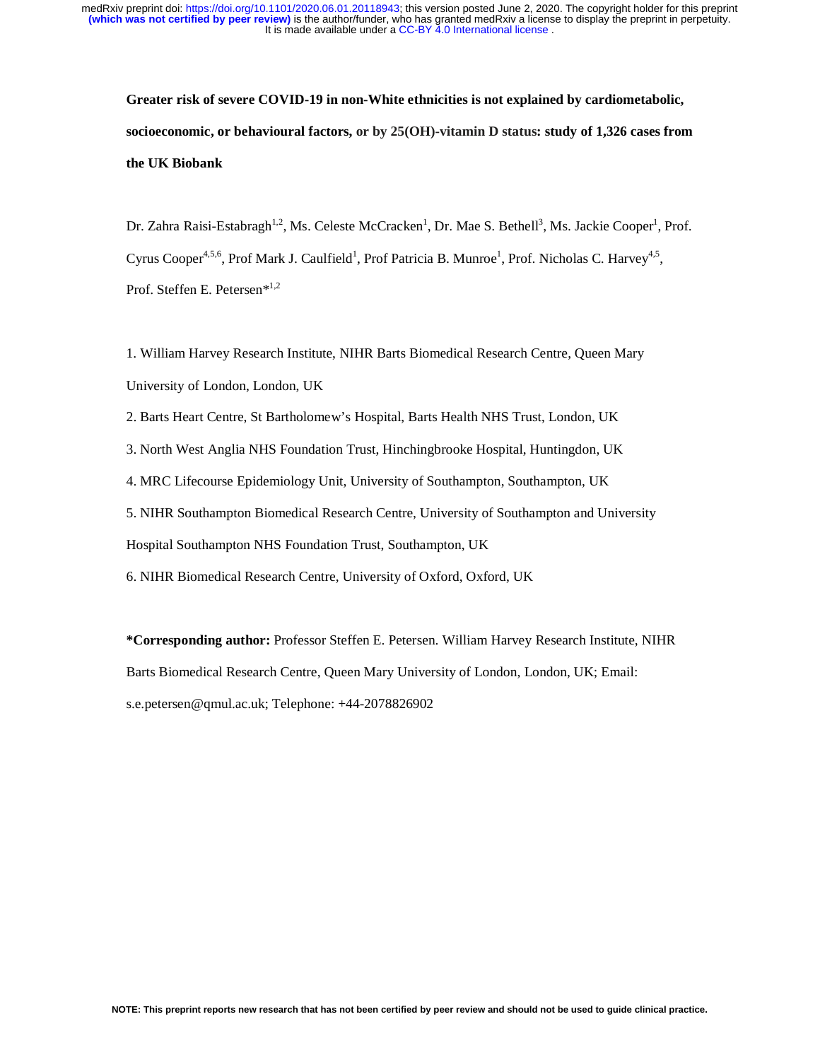**Greater risk of severe COVID-19 in non-White ethnicities is not explained by cardiometabolic, socioeconomic, or behavioural factors, or by 25(OH)-vitamin D status: study of 1,326 cases from the UK Biobank**

Dr. Zahra Raisi-Estabragh[1,2], Ms. Celeste McCracken[1], Dr. Mae S. Bethell[3], Ms. Jackie Cooper[1], Prof. Cyrus Cooper[4,5,6], Prof Mark J. Caulfield[1], Prof Patricia B. Munroe[1], Prof. Nicholas C. Harvey[4,5], Prof. Steffen E. Petersen*[1,2]

1. William Harvey Research Institute, NIHR Barts Biomedical Research Centre, Queen Mary University of London, London, UK
2. Barts Heart Centre, St Bartholomew's Hospital, Barts Health NHS Trust, London, UK
3. North West Anglia NHS Foundation Trust, Hinchingbrooke Hospital, Huntingdon, UK
4. MRC Lifecourse Epidemiology Unit, University of Southampton, Southampton, UK
5. NIHR Southampton Biomedical Research Centre, University of Southampton and University Hospital Southampton NHS Foundation Trust, Southampton, UK
6. NIHR Biomedical Research Centre, University of Oxford, Oxford, UK

**\*Corresponding author:** Professor Steffen E. Petersen. William Harvey Research Institute, NIHR Barts Biomedical Research Centre, Queen Mary University of London, London, UK; Email: s.e.petersen@qmul.ac.uk; Telephone: +44-2078826902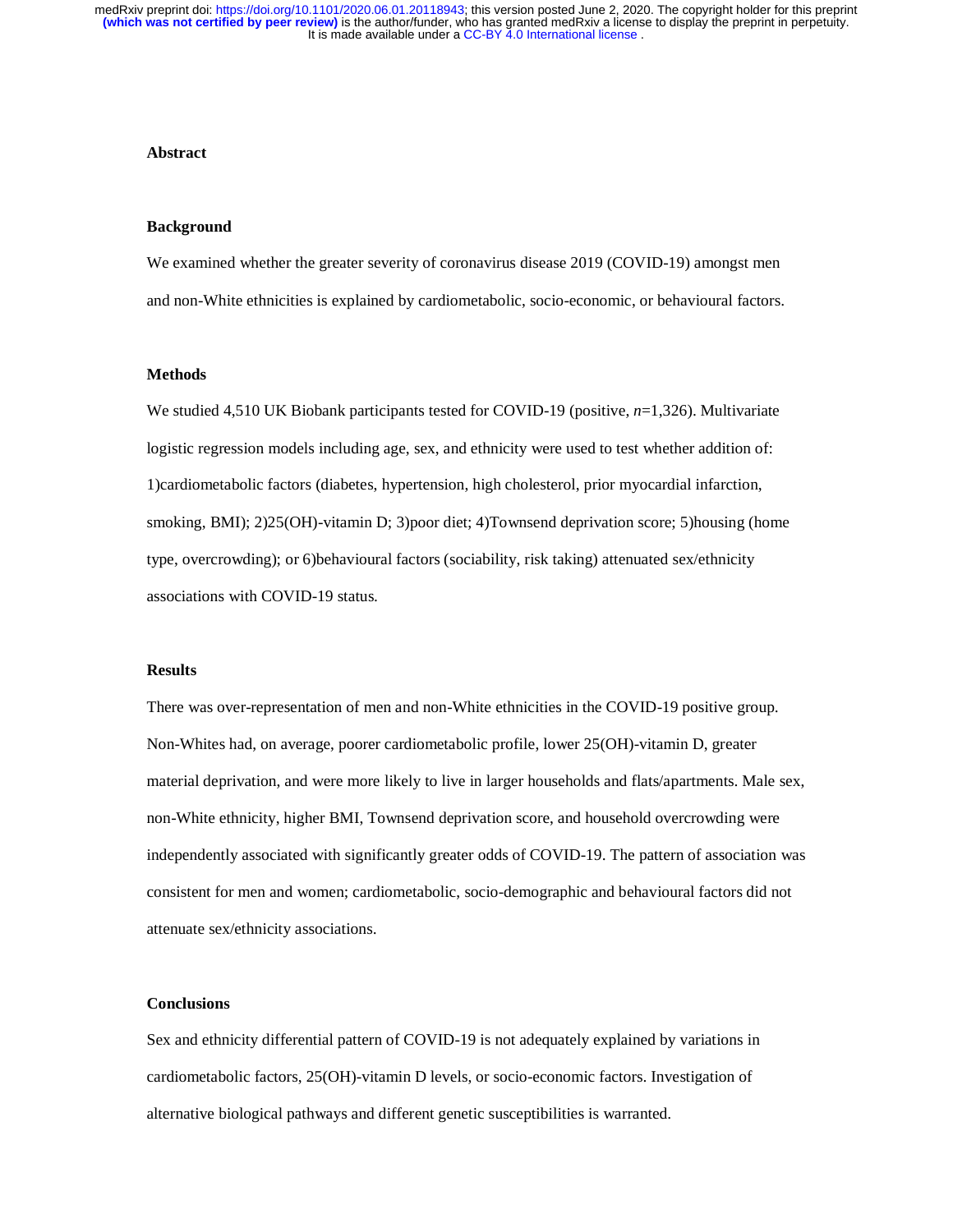## Abstract

### Background

We examined whether the greater severity of coronavirus disease 2019 (COVID-19) amongst men and non-White ethnicities is explained by cardiometabolic, socio-economic, or behavioural factors.

### Methods

We studied 4,510 UK Biobank participants tested for COVID-19 (positive, *n*=1,326). Multivariate logistic regression models including age, sex, and ethnicity were used to test whether addition of: 1)cardiometabolic factors (diabetes, hypertension, high cholesterol, prior myocardial infarction, smoking, BMI); 2)25(OH)-vitamin D; 3)poor diet; 4)Townsend deprivation score; 5)housing (home type, overcrowding); or 6)behavioural factors (sociability, risk taking) attenuated sex/ethnicity associations with COVID-19 status.

### Results

There was over-representation of men and non-White ethnicities in the COVID-19 positive group. Non-Whites had, on average, poorer cardiometabolic profile, lower 25(OH)-vitamin D, greater material deprivation, and were more likely to live in larger households and flats/apartments. Male sex, non-White ethnicity, higher BMI, Townsend deprivation score, and household overcrowding were independently associated with significantly greater odds of COVID-19. The pattern of association was consistent for men and women; cardiometabolic, socio-demographic and behavioural factors did not attenuate sex/ethnicity associations.

### Conclusions

Sex and ethnicity differential pattern of COVID-19 is not adequately explained by variations in cardiometabolic factors, 25(OH)-vitamin D levels, or socio-economic factors. Investigation of alternative biological pathways and different genetic susceptibilities is warranted.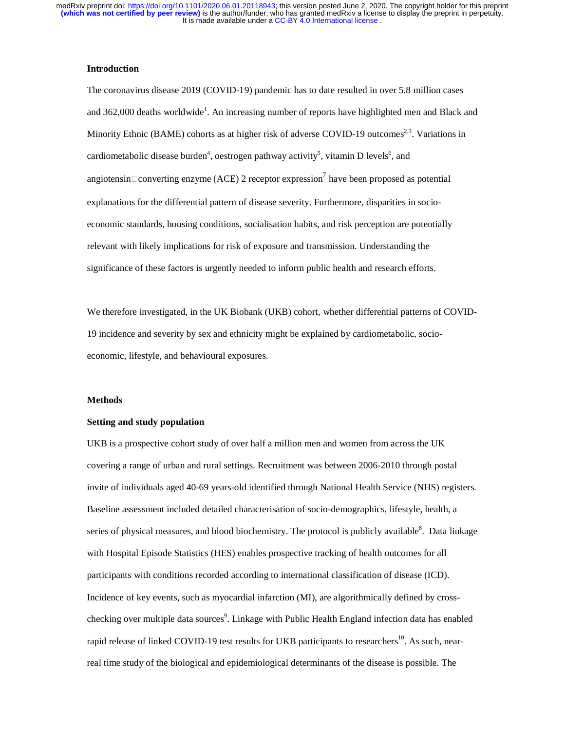## Introduction

The coronavirus disease 2019 (COVID-19) pandemic has to date resulted in over 5.8 million cases and 362,000 deaths worldwide[1]. An increasing number of reports have highlighted men and Black and Minority Ethnic (BAME) cohorts as at higher risk of adverse COVID-19 outcomes[2,3]. Variations in cardiometabolic disease burden[4], oestrogen pathway activity[5], vitamin D levels[6], and angiotensin converting enzyme (ACE) 2 receptor expression[7] have been proposed as potential explanations for the differential pattern of disease severity. Furthermore, disparities in socio-economic standards, housing conditions, socialisation habits, and risk perception are potentially relevant with likely implications for risk of exposure and transmission. Understanding the significance of these factors is urgently needed to inform public health and research efforts.

We therefore investigated, in the UK Biobank (UKB) cohort, whether differential patterns of COVID-19 incidence and severity by sex and ethnicity might be explained by cardiometabolic, socio-economic, lifestyle, and behavioural exposures.

## Methods

### Setting and study population

UKB is a prospective cohort study of over half a million men and women from across the UK covering a range of urban and rural settings. Recruitment was between 2006-2010 through postal invite of individuals aged 40-69 years-old identified through National Health Service (NHS) registers. Baseline assessment included detailed characterisation of socio-demographics, lifestyle, health, a series of physical measures, and blood biochemistry. The protocol is publicly available[8]. Data linkage with Hospital Episode Statistics (HES) enables prospective tracking of health outcomes for all participants with conditions recorded according to international classification of disease (ICD). Incidence of key events, such as myocardial infarction (MI), are algorithmically defined by cross-checking over multiple data sources[9]. Linkage with Public Health England infection data has enabled rapid release of linked COVID-19 test results for UKB participants to researchers[10]. As such, near-real time study of the biological and epidemiological determinants of the disease is possible. The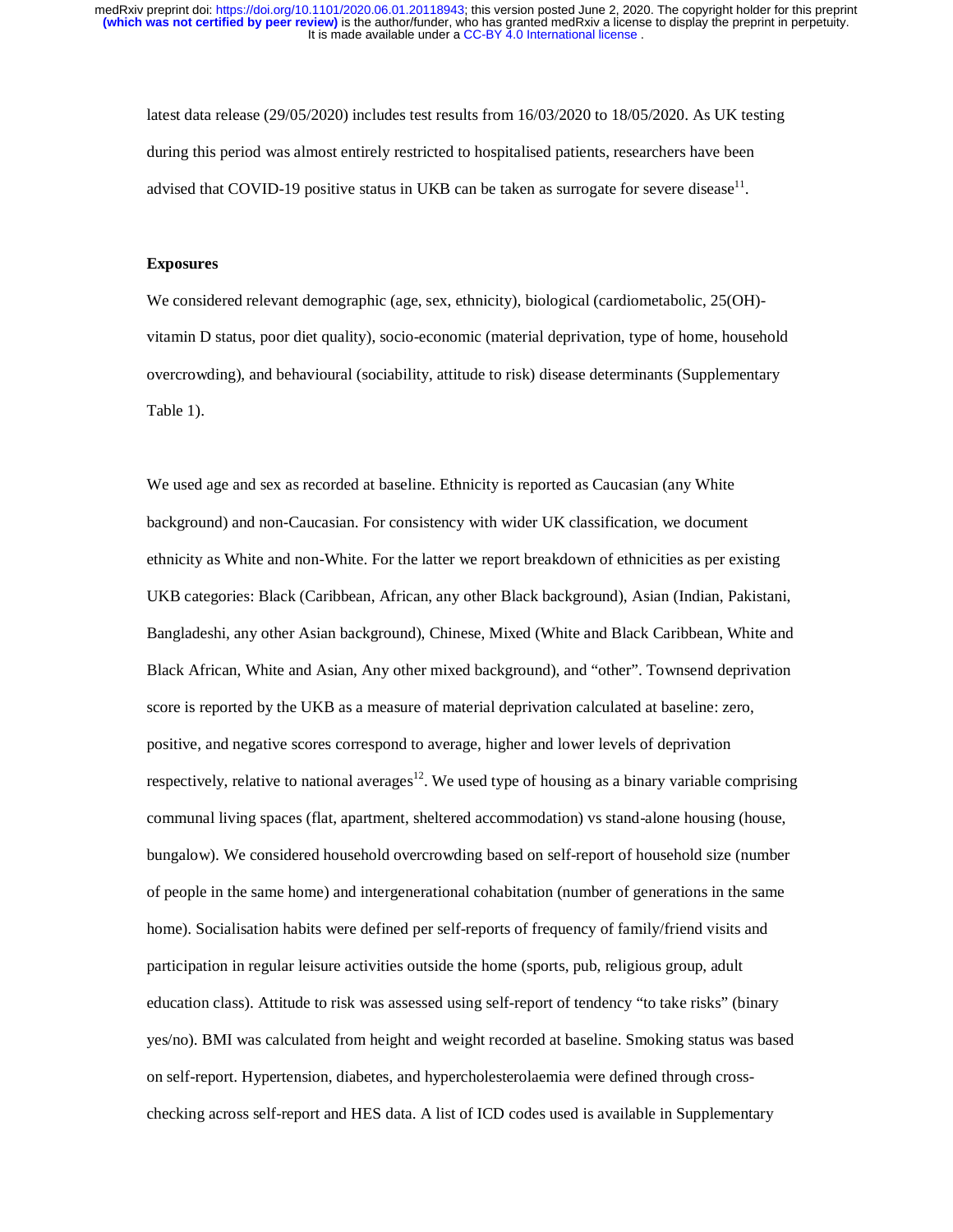latest data release (29/05/2020) includes test results from 16/03/2020 to 18/05/2020. As UK testing during this period was almost entirely restricted to hospitalised patients, researchers have been advised that COVID-19 positive status in UKB can be taken as surrogate for severe disease[11].

### Exposures

We considered relevant demographic (age, sex, ethnicity), biological (cardiometabolic, 25(OH)-vitamin D status, poor diet quality), socio-economic (material deprivation, type of home, household overcrowding), and behavioural (sociability, attitude to risk) disease determinants (Supplementary Table 1).

We used age and sex as recorded at baseline. Ethnicity is reported as Caucasian (any White background) and non-Caucasian. For consistency with wider UK classification, we document ethnicity as White and non-White. For the latter we report breakdown of ethnicities as per existing UKB categories: Black (Caribbean, African, any other Black background), Asian (Indian, Pakistani, Bangladeshi, any other Asian background), Chinese, Mixed (White and Black Caribbean, White and Black African, White and Asian, Any other mixed background), and "other". Townsend deprivation score is reported by the UKB as a measure of material deprivation calculated at baseline: zero, positive, and negative scores correspond to average, higher and lower levels of deprivation respectively, relative to national averages[12]. We used type of housing as a binary variable comprising communal living spaces (flat, apartment, sheltered accommodation) vs stand-alone housing (house, bungalow). We considered household overcrowding based on self-report of household size (number of people in the same home) and intergenerational cohabitation (number of generations in the same home). Socialisation habits were defined per self-reports of frequency of family/friend visits and participation in regular leisure activities outside the home (sports, pub, religious group, adult education class). Attitude to risk was assessed using self-report of tendency "to take risks" (binary yes/no). BMI was calculated from height and weight recorded at baseline. Smoking status was based on self-report. Hypertension, diabetes, and hypercholesterolaemia were defined through cross-checking across self-report and HES data. A list of ICD codes used is available in Supplementary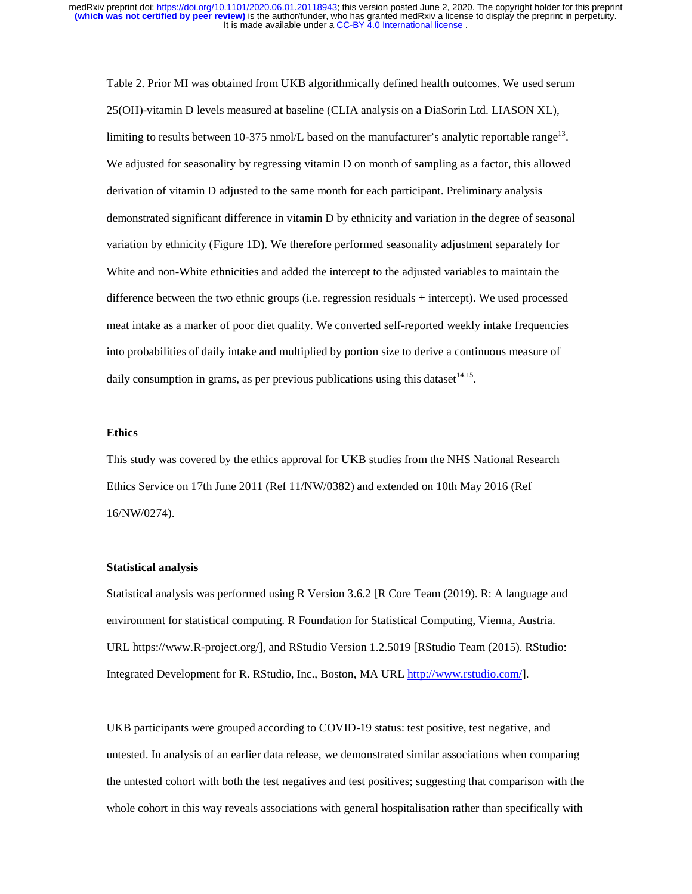Table 2. Prior MI was obtained from UKB algorithmically defined health outcomes. We used serum 25(OH)-vitamin D levels measured at baseline (CLIA analysis on a DiaSorin Ltd. LIASON XL), limiting to results between 10-375 nmol/L based on the manufacturer's analytic reportable range[13]. We adjusted for seasonality by regressing vitamin D on month of sampling as a factor, this allowed derivation of vitamin D adjusted to the same month for each participant. Preliminary analysis demonstrated significant difference in vitamin D by ethnicity and variation in the degree of seasonal variation by ethnicity (Figure 1D). We therefore performed seasonality adjustment separately for White and non-White ethnicities and added the intercept to the adjusted variables to maintain the difference between the two ethnic groups (i.e. regression residuals + intercept). We used processed meat intake as a marker of poor diet quality. We converted self-reported weekly intake frequencies into probabilities of daily intake and multiplied by portion size to derive a continuous measure of daily consumption in grams, as per previous publications using this dataset[14,15].

**Ethics**

This study was covered by the ethics approval for UKB studies from the NHS National Research Ethics Service on 17th June 2011 (Ref 11/NW/0382) and extended on 10th May 2016 (Ref 16/NW/0274).

**Statistical analysis**

Statistical analysis was performed using R Version 3.6.2 [R Core Team (2019). R: A language and environment for statistical computing. R Foundation for Statistical Computing, Vienna, Austria. URL https://www.R-project.org/], and RStudio Version 1.2.5019 [RStudio Team (2015). RStudio: Integrated Development for R. RStudio, Inc., Boston, MA URL http://www.rstudio.com/].

UKB participants were grouped according to COVID-19 status: test positive, test negative, and untested. In analysis of an earlier data release, we demonstrated similar associations when comparing the untested cohort with both the test negatives and test positives; suggesting that comparison with the whole cohort in this way reveals associations with general hospitalisation rather than specifically with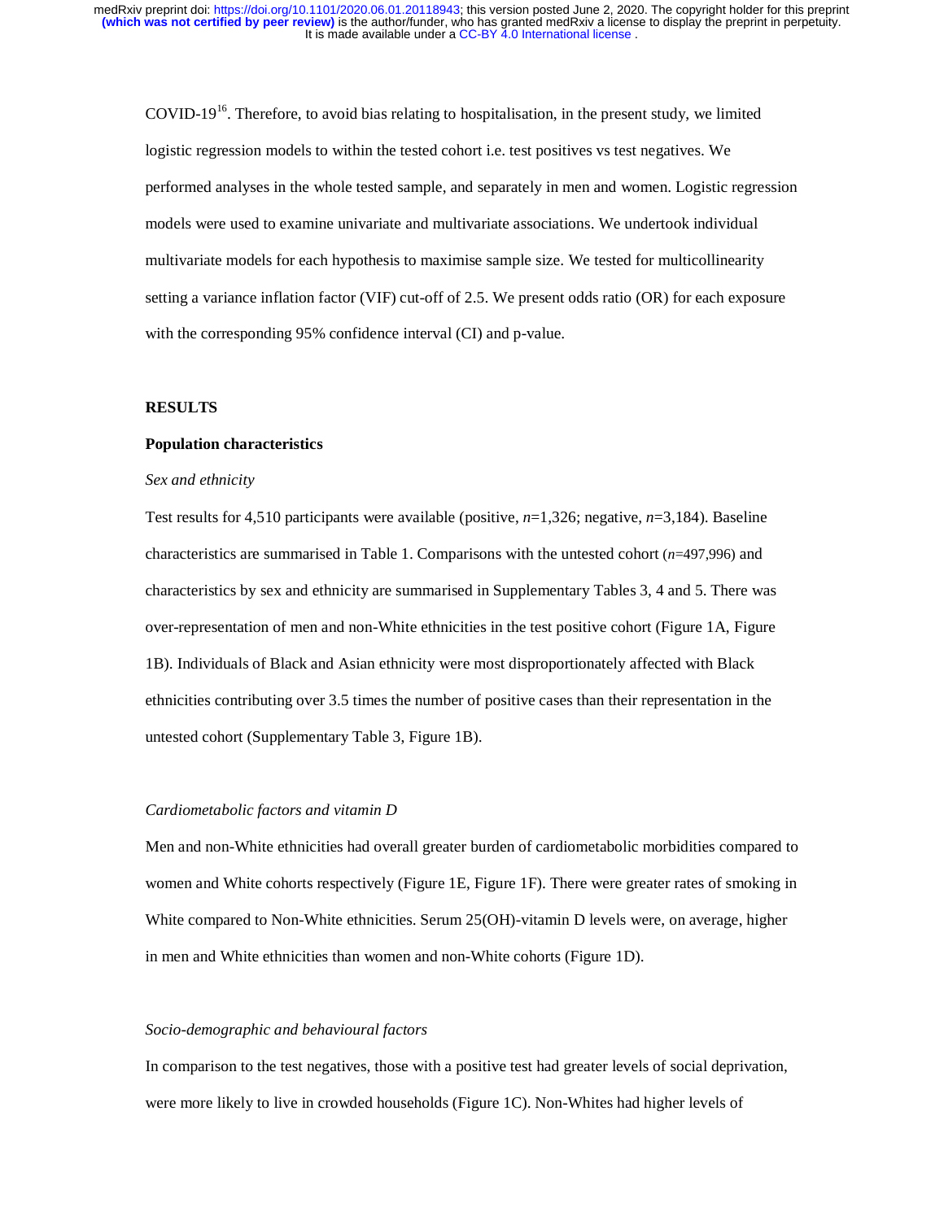COVID-19[16]. Therefore, to avoid bias relating to hospitalisation, in the present study, we limited logistic regression models to within the tested cohort i.e. test positives vs test negatives. We performed analyses in the whole tested sample, and separately in men and women. Logistic regression models were used to examine univariate and multivariate associations. We undertook individual multivariate models for each hypothesis to maximise sample size. We tested for multicollinearity setting a variance inflation factor (VIF) cut-off of 2.5. We present odds ratio (OR) for each exposure with the corresponding 95% confidence interval (CI) and p-value.

## RESULTS

### Population characteristics

*Sex and ethnicity*

Test results for 4,510 participants were available (positive, *n*=1,326; negative, *n*=3,184). Baseline characteristics are summarised in Table 1. Comparisons with the untested cohort (*n*=497,996) and characteristics by sex and ethnicity are summarised in Supplementary Tables 3, 4 and 5. There was over-representation of men and non-White ethnicities in the test positive cohort (Figure 1A, Figure 1B). Individuals of Black and Asian ethnicity were most disproportionately affected with Black ethnicities contributing over 3.5 times the number of positive cases than their representation in the untested cohort (Supplementary Table 3, Figure 1B).

*Cardiometabolic factors and vitamin D*

Men and non-White ethnicities had overall greater burden of cardiometabolic morbidities compared to women and White cohorts respectively (Figure 1E, Figure 1F). There were greater rates of smoking in White compared to Non-White ethnicities. Serum 25(OH)-vitamin D levels were, on average, higher in men and White ethnicities than women and non-White cohorts (Figure 1D).

*Socio-demographic and behavioural factors*

In comparison to the test negatives, those with a positive test had greater levels of social deprivation, were more likely to live in crowded households (Figure 1C). Non-Whites had higher levels of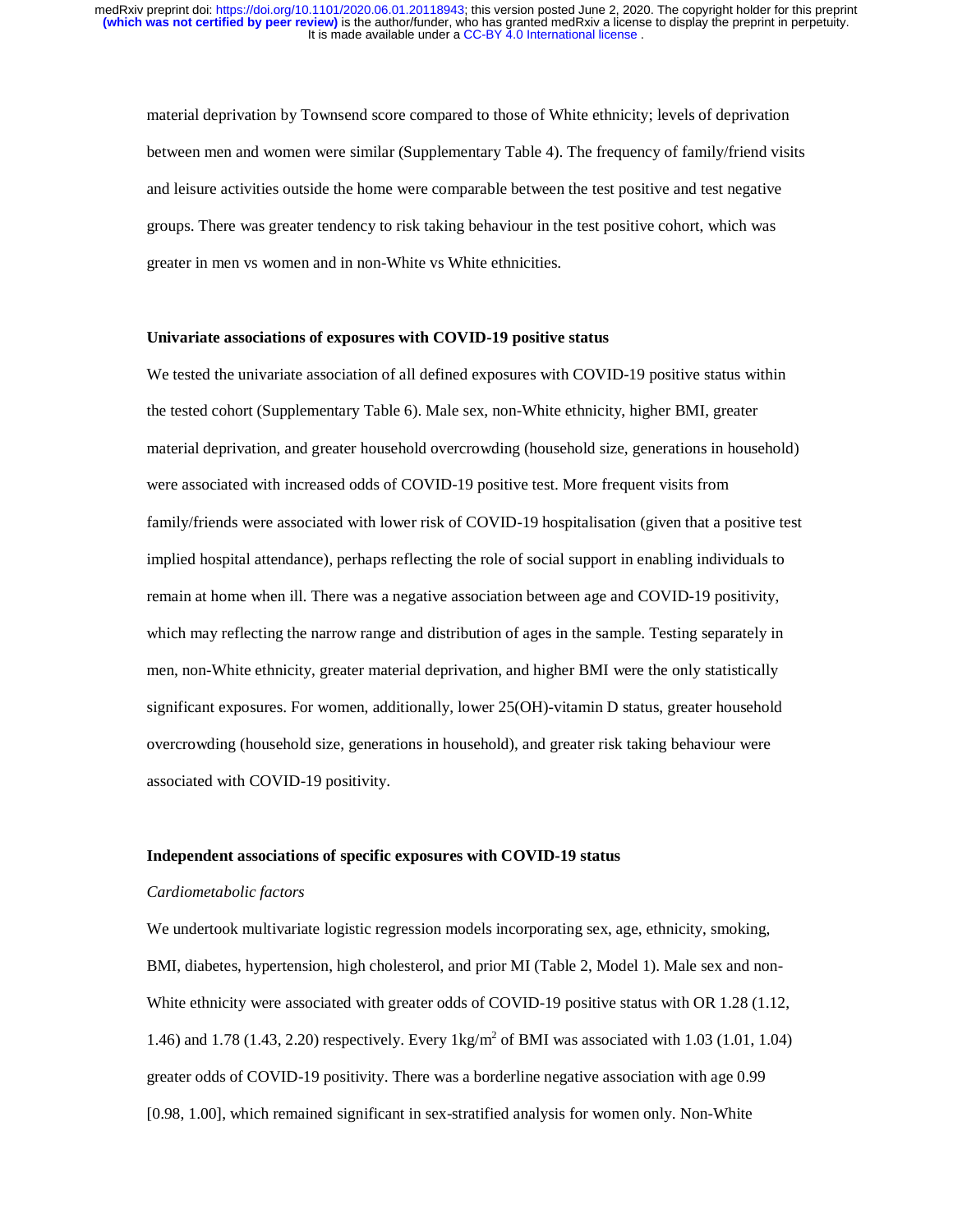material deprivation by Townsend score compared to those of White ethnicity; levels of deprivation between men and women were similar (Supplementary Table 4). The frequency of family/friend visits and leisure activities outside the home were comparable between the test positive and test negative groups. There was greater tendency to risk taking behaviour in the test positive cohort, which was greater in men vs women and in non-White vs White ethnicities.

**Univariate associations of exposures with COVID-19 positive status**

We tested the univariate association of all defined exposures with COVID-19 positive status within the tested cohort (Supplementary Table 6). Male sex, non-White ethnicity, higher BMI, greater material deprivation, and greater household overcrowding (household size, generations in household) were associated with increased odds of COVID-19 positive test. More frequent visits from family/friends were associated with lower risk of COVID-19 hospitalisation (given that a positive test implied hospital attendance), perhaps reflecting the role of social support in enabling individuals to remain at home when ill. There was a negative association between age and COVID-19 positivity, which may reflecting the narrow range and distribution of ages in the sample. Testing separately in men, non-White ethnicity, greater material deprivation, and higher BMI were the only statistically significant exposures. For women, additionally, lower 25(OH)-vitamin D status, greater household overcrowding (household size, generations in household), and greater risk taking behaviour were associated with COVID-19 positivity.

**Independent associations of specific exposures with COVID-19 status**

*Cardiometabolic factors*

We undertook multivariate logistic regression models incorporating sex, age, ethnicity, smoking, BMI, diabetes, hypertension, high cholesterol, and prior MI (Table 2, Model 1). Male sex and non-White ethnicity were associated with greater odds of COVID-19 positive status with OR 1.28 (1.12, 1.46) and 1.78 (1.43, 2.20) respectively. Every 1kg/m$^2$ of BMI was associated with 1.03 (1.01, 1.04) greater odds of COVID-19 positivity. There was a borderline negative association with age 0.99 [0.98, 1.00], which remained significant in sex-stratified analysis for women only. Non-White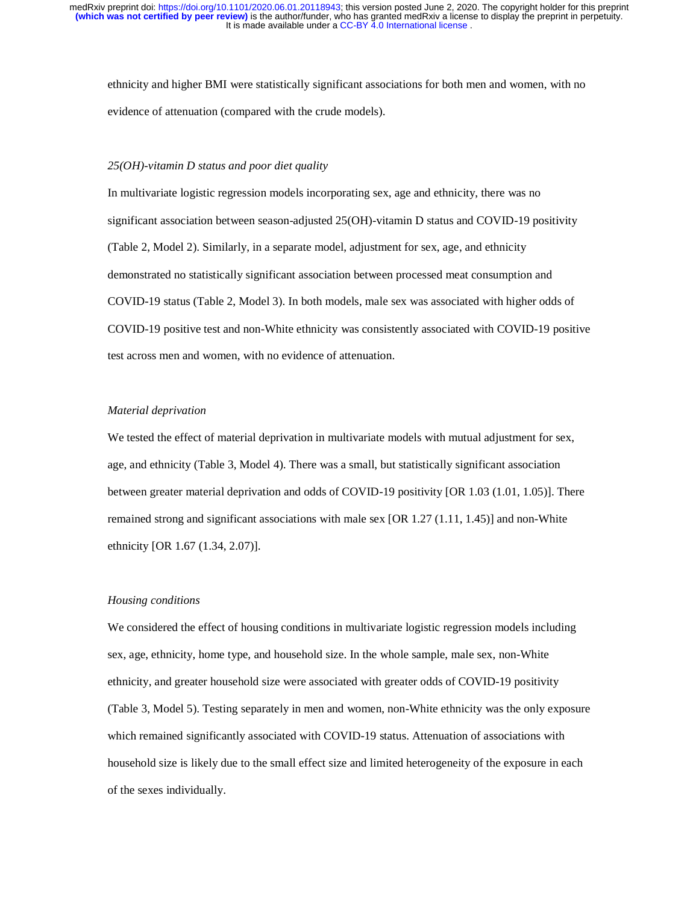ethnicity and higher BMI were statistically significant associations for both men and women, with no evidence of attenuation (compared with the crude models).

### *25(OH)-vitamin D status and poor diet quality*

In multivariate logistic regression models incorporating sex, age and ethnicity, there was no significant association between season-adjusted 25(OH)-vitamin D status and COVID-19 positivity (Table 2, Model 2). Similarly, in a separate model, adjustment for sex, age, and ethnicity demonstrated no statistically significant association between processed meat consumption and COVID-19 status (Table 2, Model 3). In both models, male sex was associated with higher odds of COVID-19 positive test and non-White ethnicity was consistently associated with COVID-19 positive test across men and women, with no evidence of attenuation.

### *Material deprivation*

We tested the effect of material deprivation in multivariate models with mutual adjustment for sex, age, and ethnicity (Table 3, Model 4). There was a small, but statistically significant association between greater material deprivation and odds of COVID-19 positivity [OR 1.03 (1.01, 1.05)]. There remained strong and significant associations with male sex [OR 1.27 (1.11, 1.45)] and non-White ethnicity [OR 1.67 (1.34, 2.07)].

### *Housing conditions*

We considered the effect of housing conditions in multivariate logistic regression models including sex, age, ethnicity, home type, and household size. In the whole sample, male sex, non-White ethnicity, and greater household size were associated with greater odds of COVID-19 positivity (Table 3, Model 5). Testing separately in men and women, non-White ethnicity was the only exposure which remained significantly associated with COVID-19 status. Attenuation of associations with household size is likely due to the small effect size and limited heterogeneity of the exposure in each of the sexes individually.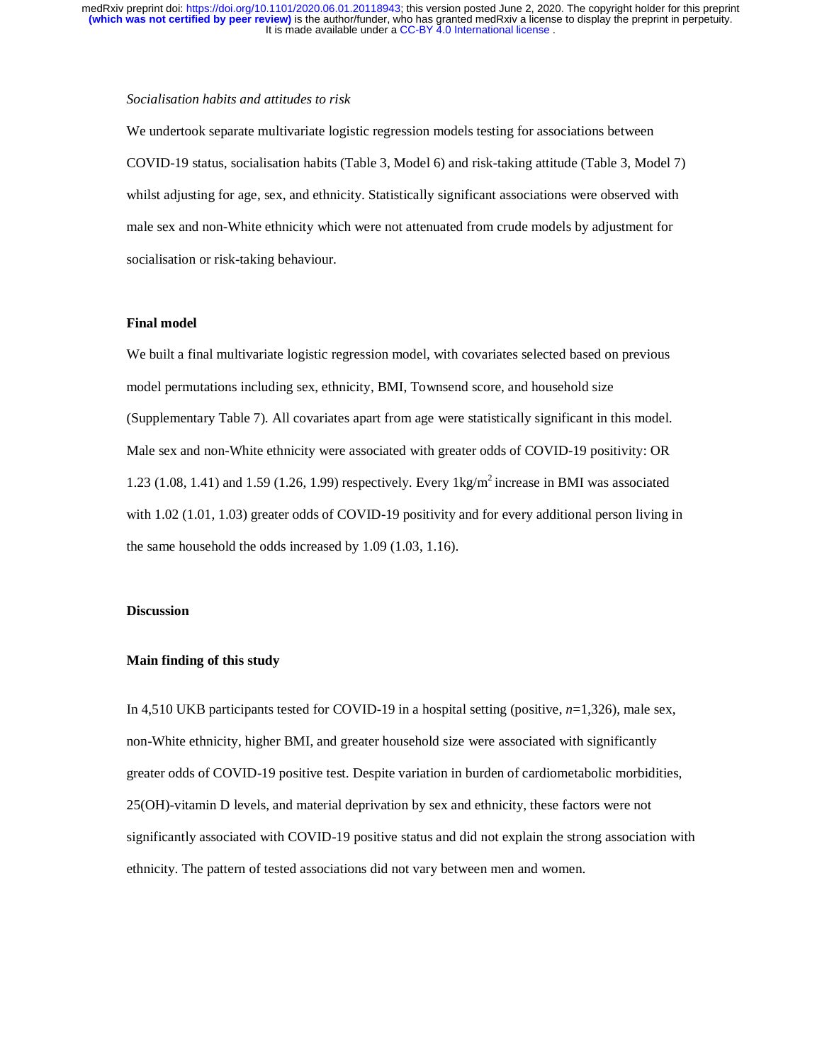*Socialisation habits and attitudes to risk*

We undertook separate multivariate logistic regression models testing for associations between COVID-19 status, socialisation habits (Table 3, Model 6) and risk-taking attitude (Table 3, Model 7) whilst adjusting for age, sex, and ethnicity. Statistically significant associations were observed with male sex and non-White ethnicity which were not attenuated from crude models by adjustment for socialisation or risk-taking behaviour.

**Final model**

We built a final multivariate logistic regression model, with covariates selected based on previous model permutations including sex, ethnicity, BMI, Townsend score, and household size (Supplementary Table 7). All covariates apart from age were statistically significant in this model. Male sex and non-White ethnicity were associated with greater odds of COVID-19 positivity: OR 1.23 (1.08, 1.41) and 1.59 (1.26, 1.99) respectively. Every 1kg/$m^2$ increase in BMI was associated with 1.02 (1.01, 1.03) greater odds of COVID-19 positivity and for every additional person living in the same household the odds increased by 1.09 (1.03, 1.16).

## Discussion

### Main finding of this study

In 4,510 UKB participants tested for COVID-19 in a hospital setting (positive, *n*=1,326), male sex, non-White ethnicity, higher BMI, and greater household size were associated with significantly greater odds of COVID-19 positive test. Despite variation in burden of cardiometabolic morbidities, 25(OH)-vitamin D levels, and material deprivation by sex and ethnicity, these factors were not significantly associated with COVID-19 positive status and did not explain the strong association with ethnicity. The pattern of tested associations did not vary between men and women.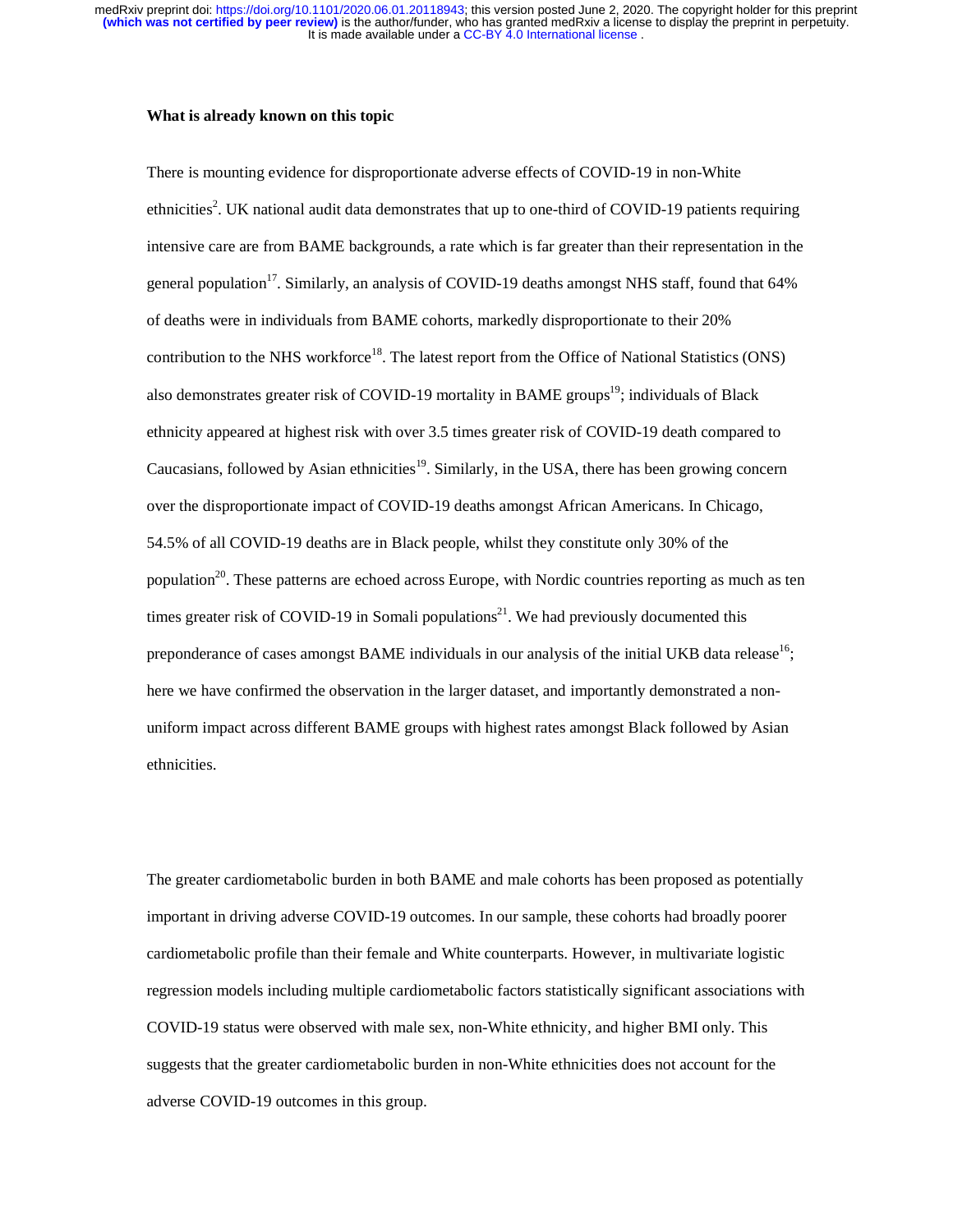**What is already known on this topic**

There is mounting evidence for disproportionate adverse effects of COVID-19 in non-White ethnicities[2]. UK national audit data demonstrates that up to one-third of COVID-19 patients requiring intensive care are from BAME backgrounds, a rate which is far greater than their representation in the general population[17]. Similarly, an analysis of COVID-19 deaths amongst NHS staff, found that 64% of deaths were in individuals from BAME cohorts, markedly disproportionate to their 20% contribution to the NHS workforce[18]. The latest report from the Office of National Statistics (ONS) also demonstrates greater risk of COVID-19 mortality in BAME groups[19]; individuals of Black ethnicity appeared at highest risk with over 3.5 times greater risk of COVID-19 death compared to Caucasians, followed by Asian ethnicities[19]. Similarly, in the USA, there has been growing concern over the disproportionate impact of COVID-19 deaths amongst African Americans. In Chicago, 54.5% of all COVID-19 deaths are in Black people, whilst they constitute only 30% of the population[20]. These patterns are echoed across Europe, with Nordic countries reporting as much as ten times greater risk of COVID-19 in Somali populations[21]. We had previously documented this preponderance of cases amongst BAME individuals in our analysis of the initial UKB data release[16]; here we have confirmed the observation in the larger dataset, and importantly demonstrated a non-uniform impact across different BAME groups with highest rates amongst Black followed by Asian ethnicities.

The greater cardiometabolic burden in both BAME and male cohorts has been proposed as potentially important in driving adverse COVID-19 outcomes. In our sample, these cohorts had broadly poorer cardiometabolic profile than their female and White counterparts. However, in multivariate logistic regression models including multiple cardiometabolic factors statistically significant associations with COVID-19 status were observed with male sex, non-White ethnicity, and higher BMI only. This suggests that the greater cardiometabolic burden in non-White ethnicities does not account for the adverse COVID-19 outcomes in this group.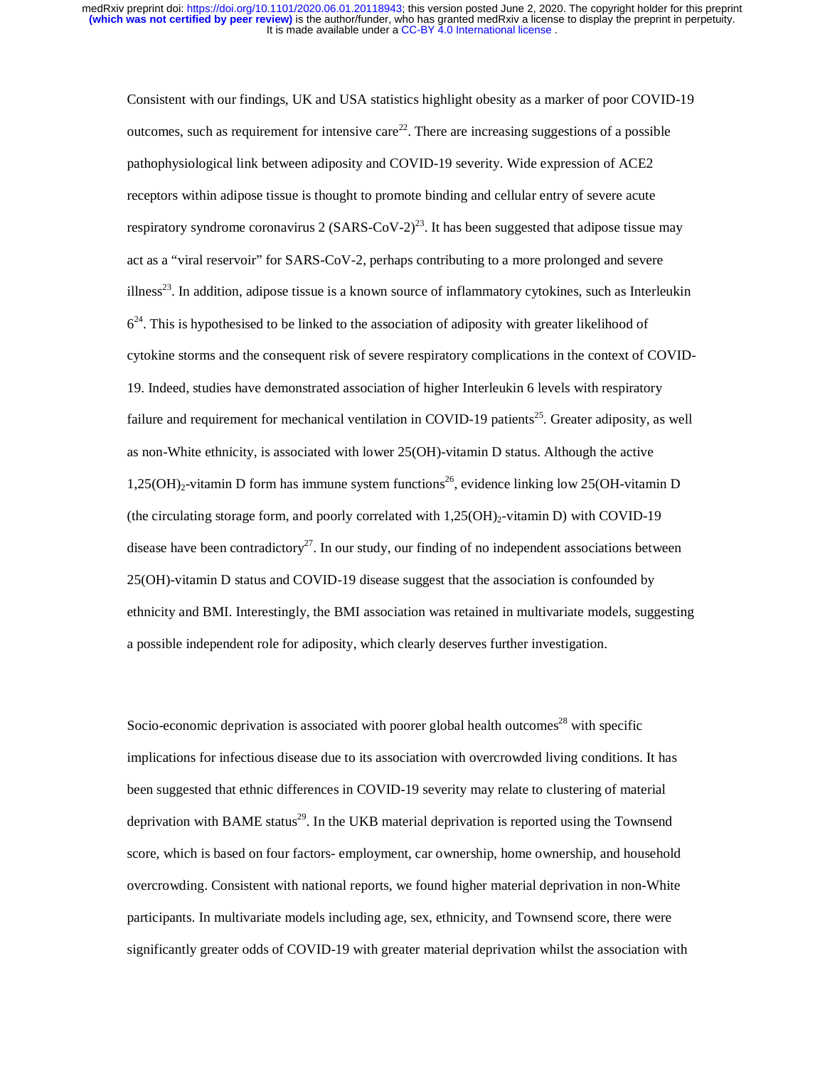Consistent with our findings, UK and USA statistics highlight obesity as a marker of poor COVID-19 outcomes, such as requirement for intensive care[22]. There are increasing suggestions of a possible pathophysiological link between adiposity and COVID-19 severity. Wide expression of ACE2 receptors within adipose tissue is thought to promote binding and cellular entry of severe acute respiratory syndrome coronavirus 2 (SARS-CoV-2)[23]. It has been suggested that adipose tissue may act as a "viral reservoir" for SARS-CoV-2, perhaps contributing to a more prolonged and severe illness[23]. In addition, adipose tissue is a known source of inflammatory cytokines, such as Interleukin 6[24]. This is hypothesised to be linked to the association of adiposity with greater likelihood of cytokine storms and the consequent risk of severe respiratory complications in the context of COVID-19. Indeed, studies have demonstrated association of higher Interleukin 6 levels with respiratory failure and requirement for mechanical ventilation in COVID-19 patients[25]. Greater adiposity, as well as non-White ethnicity, is associated with lower 25(OH)-vitamin D status. Although the active $1,25(OH)_2$-vitamin D form has immune system functions[26], evidence linking low 25(OH-vitamin D (the circulating storage form, and poorly correlated with $1,25(OH)_2$-vitamin D) with COVID-19 disease have been contradictory[27]. In our study, our finding of no independent associations between 25(OH)-vitamin D status and COVID-19 disease suggest that the association is confounded by ethnicity and BMI. Interestingly, the BMI association was retained in multivariate models, suggesting a possible independent role for adiposity, which clearly deserves further investigation.

Socio-economic deprivation is associated with poorer global health outcomes[28] with specific implications for infectious disease due to its association with overcrowded living conditions. It has been suggested that ethnic differences in COVID-19 severity may relate to clustering of material deprivation with BAME status[29]. In the UKB material deprivation is reported using the Townsend score, which is based on four factors- employment, car ownership, home ownership, and household overcrowding. Consistent with national reports, we found higher material deprivation in non-White participants. In multivariate models including age, sex, ethnicity, and Townsend score, there were significantly greater odds of COVID-19 with greater material deprivation whilst the association with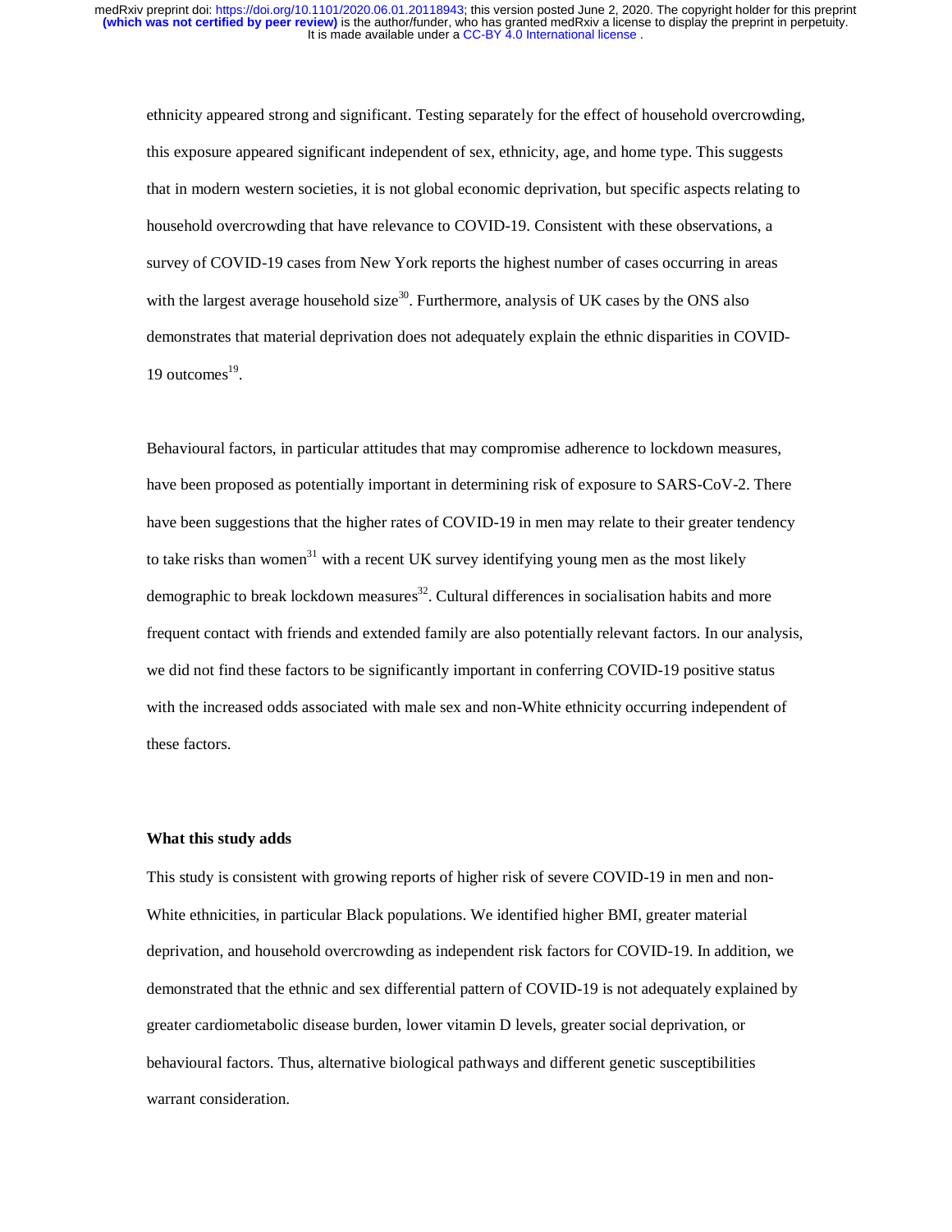ethnicity appeared strong and significant. Testing separately for the effect of household overcrowding, this exposure appeared significant independent of sex, ethnicity, age, and home type. This suggests that in modern western societies, it is not global economic deprivation, but specific aspects relating to household overcrowding that have relevance to COVID-19. Consistent with these observations, a survey of COVID-19 cases from New York reports the highest number of cases occurring in areas with the largest average household size[30]. Furthermore, analysis of UK cases by the ONS also demonstrates that material deprivation does not adequately explain the ethnic disparities in COVID-19 outcomes[19].

Behavioural factors, in particular attitudes that may compromise adherence to lockdown measures, have been proposed as potentially important in determining risk of exposure to SARS-CoV-2. There have been suggestions that the higher rates of COVID-19 in men may relate to their greater tendency to take risks than women[31] with a recent UK survey identifying young men as the most likely demographic to break lockdown measures[32]. Cultural differences in socialisation habits and more frequent contact with friends and extended family are also potentially relevant factors. In our analysis, we did not find these factors to be significantly important in conferring COVID-19 positive status with the increased odds associated with male sex and non-White ethnicity occurring independent of these factors.

**What this study adds**

This study is consistent with growing reports of higher risk of severe COVID-19 in men and non-White ethnicities, in particular Black populations. We identified higher BMI, greater material deprivation, and household overcrowding as independent risk factors for COVID-19. In addition, we demonstrated that the ethnic and sex differential pattern of COVID-19 is not adequately explained by greater cardiometabolic disease burden, lower vitamin D levels, greater social deprivation, or behavioural factors. Thus, alternative biological pathways and different genetic susceptibilities warrant consideration.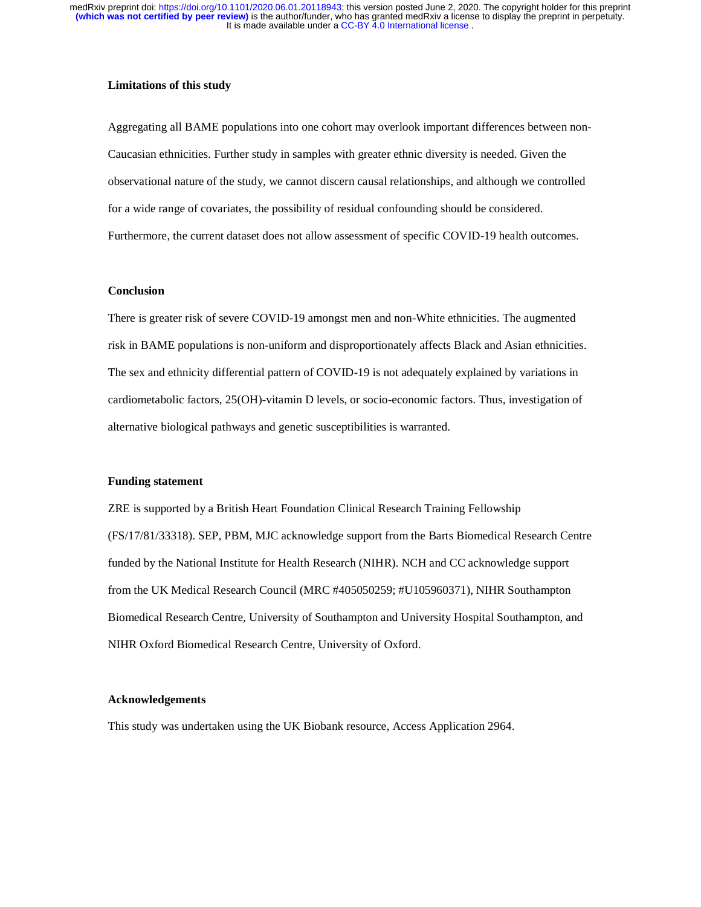**Limitations of this study**

Aggregating all BAME populations into one cohort may overlook important differences between non-Caucasian ethnicities. Further study in samples with greater ethnic diversity is needed. Given the observational nature of the study, we cannot discern causal relationships, and although we controlled for a wide range of covariates, the possibility of residual confounding should be considered. Furthermore, the current dataset does not allow assessment of specific COVID-19 health outcomes.

**Conclusion**

There is greater risk of severe COVID-19 amongst men and non-White ethnicities. The augmented risk in BAME populations is non-uniform and disproportionately affects Black and Asian ethnicities. The sex and ethnicity differential pattern of COVID-19 is not adequately explained by variations in cardiometabolic factors, 25(OH)-vitamin D levels, or socio-economic factors. Thus, investigation of alternative biological pathways and genetic susceptibilities is warranted.

**Funding statement**

ZRE is supported by a British Heart Foundation Clinical Research Training Fellowship (FS/17/81/33318). SEP, PBM, MJC acknowledge support from the Barts Biomedical Research Centre funded by the National Institute for Health Research (NIHR). NCH and CC acknowledge support from the UK Medical Research Council (MRC #405050259; #U105960371), NIHR Southampton Biomedical Research Centre, University of Southampton and University Hospital Southampton, and NIHR Oxford Biomedical Research Centre, University of Oxford.

**Acknowledgements**

This study was undertaken using the UK Biobank resource, Access Application 2964.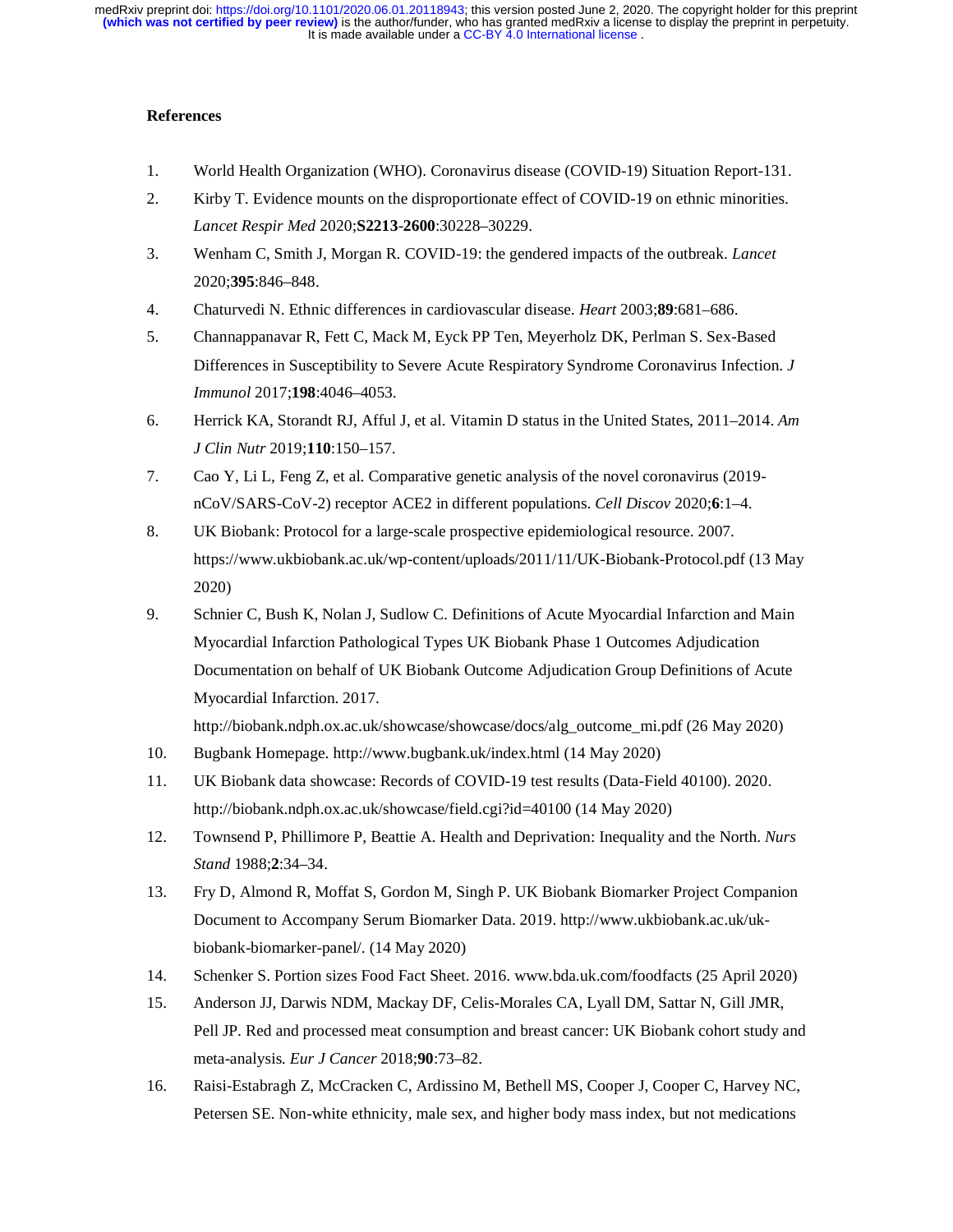## References

1. World Health Organization (WHO). Coronavirus disease (COVID-19) Situation Report-131.
2. Kirby T. Evidence mounts on the disproportionate effect of COVID-19 on ethnic minorities. *Lancet Respir Med* 2020;**S2213-2600**:30228–30229.
3. Wenham C, Smith J, Morgan R. COVID-19: the gendered impacts of the outbreak. *Lancet* 2020;**395**:846–848.
4. Chaturvedi N. Ethnic differences in cardiovascular disease. *Heart* 2003;**89**:681–686.
5. Channappanavar R, Fett C, Mack M, Eyck PP Ten, Meyerholz DK, Perlman S. Sex-Based Differences in Susceptibility to Severe Acute Respiratory Syndrome Coronavirus Infection. *J Immunol* 2017;**198**:4046–4053.
6. Herrick KA, Storandt RJ, Afful J, et al. Vitamin D status in the United States, 2011–2014. *Am J Clin Nutr* 2019;**110**:150–157.
7. Cao Y, Li L, Feng Z, et al. Comparative genetic analysis of the novel coronavirus (2019-nCoV/SARS-CoV-2) receptor ACE2 in different populations. *Cell Discov* 2020;**6**:1–4.
8. UK Biobank: Protocol for a large-scale prospective epidemiological resource. 2007. https://www.ukbiobank.ac.uk/wp-content/uploads/2011/11/UK-Biobank-Protocol.pdf (13 May 2020)
9. Schnier C, Bush K, Nolan J, Sudlow C. Definitions of Acute Myocardial Infarction and Main Myocardial Infarction Pathological Types UK Biobank Phase 1 Outcomes Adjudication Documentation on behalf of UK Biobank Outcome Adjudication Group Definitions of Acute Myocardial Infarction. 2017. http://biobank.ndph.ox.ac.uk/showcase/showcase/docs/alg_outcome_mi.pdf (26 May 2020)
10. Bugbank Homepage. http://www.bugbank.uk/index.html (14 May 2020)
11. UK Biobank data showcase: Records of COVID-19 test results (Data-Field 40100). 2020. http://biobank.ndph.ox.ac.uk/showcase/field.cgi?id=40100 (14 May 2020)
12. Townsend P, Phillimore P, Beattie A. Health and Deprivation: Inequality and the North. *Nurs Stand* 1988;**2**:34–34.
13. Fry D, Almond R, Moffat S, Gordon M, Singh P. UK Biobank Biomarker Project Companion Document to Accompany Serum Biomarker Data. 2019. http://www.ukbiobank.ac.uk/uk-biobank-biomarker-panel/. (14 May 2020)
14. Schenker S. Portion sizes Food Fact Sheet. 2016. www.bda.uk.com/foodfacts (25 April 2020)
15. Anderson JJ, Darwis NDM, Mackay DF, Celis-Morales CA, Lyall DM, Sattar N, Gill JMR, Pell JP. Red and processed meat consumption and breast cancer: UK Biobank cohort study and meta-analysis. *Eur J Cancer* 2018;**90**:73–82.
16. Raisi-Estabragh Z, McCracken C, Ardissino M, Bethell MS, Cooper J, Cooper C, Harvey NC, Petersen SE. Non-white ethnicity, male sex, and higher body mass index, but not medications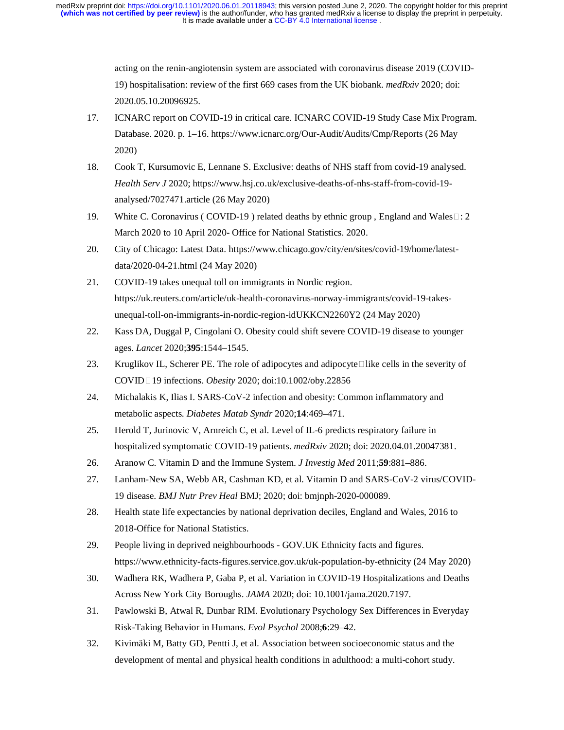acting on the renin-angiotensin system are associated with coronavirus disease 2019 (COVID-19) hospitalisation: review of the first 669 cases from the UK biobank. *medRxiv* 2020; doi: 2020.05.10.20096925.

17. ICNARC report on COVID-19 in critical care. ICNARC COVID-19 Study Case Mix Program. Database. 2020. p. 1–16. https://www.icnarc.org/Our-Audit/Audits/Cmp/Reports (26 May 2020)
18. Cook T, Kursumovic E, Lennane S. Exclusive: deaths of NHS staff from covid-19 analysed. *Health Serv J* 2020; https://www.hsj.co.uk/exclusive-deaths-of-nhs-staff-from-covid-19-analysed/7027471.article (26 May 2020)
19. White C. Coronavirus ( COVID-19 ) related deaths by ethnic group , England and Wales : 2 March 2020 to 10 April 2020- Office for National Statistics. 2020.
20. City of Chicago: Latest Data. https://www.chicago.gov/city/en/sites/covid-19/home/latest-data/2020-04-21.html (24 May 2020)
21. COVID-19 takes unequal toll on immigrants in Nordic region. https://uk.reuters.com/article/uk-health-coronavirus-norway-immigrants/covid-19-takes-unequal-toll-on-immigrants-in-nordic-region-idUKKCN2260Y2 (24 May 2020)
22. Kass DA, Duggal P, Cingolani O. Obesity could shift severe COVID-19 disease to younger ages. *Lancet* 2020;**395**:1544–1545.
23. Kruglikov IL, Scherer PE. The role of adipocytes and adipocyte like cells in the severity of COVID 19 infections. *Obesity* 2020; doi:10.1002/oby.22856
24. Michalakis K, Ilias I. SARS-CoV-2 infection and obesity: Common inflammatory and metabolic aspects. *Diabetes Matab Syndr* 2020;**14**:469–471.
25. Herold T, Jurinovic V, Arnreich C, et al. Level of IL-6 predicts respiratory failure in hospitalized symptomatic COVID-19 patients. *medRxiv* 2020; doi: 2020.04.01.20047381.
26. Aranow C. Vitamin D and the Immune System. *J Investig Med* 2011;**59**:881–886.
27. Lanham-New SA, Webb AR, Cashman KD, et al. Vitamin D and SARS-CoV-2 virus/COVID-19 disease. *BMJ Nutr Prev Heal* BMJ; 2020; doi: bmjnph-2020-000089.
28. Health state life expectancies by national deprivation deciles, England and Wales, 2016 to 2018-Office for National Statistics.
29. People living in deprived neighbourhoods - GOV.UK Ethnicity facts and figures. https://www.ethnicity-facts-figures.service.gov.uk/uk-population-by-ethnicity (24 May 2020)
30. Wadhera RK, Wadhera P, Gaba P, et al. Variation in COVID-19 Hospitalizations and Deaths Across New York City Boroughs. *JAMA* 2020; doi: 10.1001/jama.2020.7197.
31. Pawlowski B, Atwal R, Dunbar RIM. Evolutionary Psychology Sex Differences in Everyday Risk-Taking Behavior in Humans. *Evol Psychol* 2008;**6**:29–42.
32. Kivimäki M, Batty GD, Pentti J, et al. Association between socioeconomic status and the development of mental and physical health conditions in adulthood: a multi-cohort study.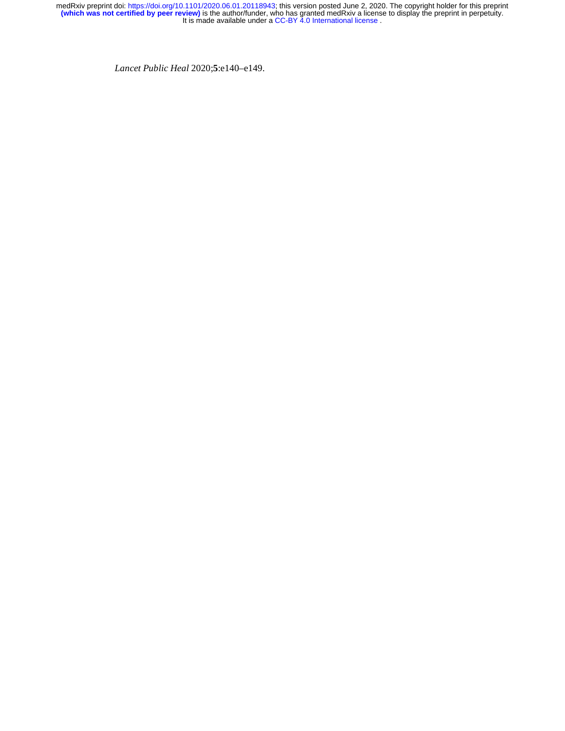*Lancet Public Heal* 2020;**5**:e140–e149.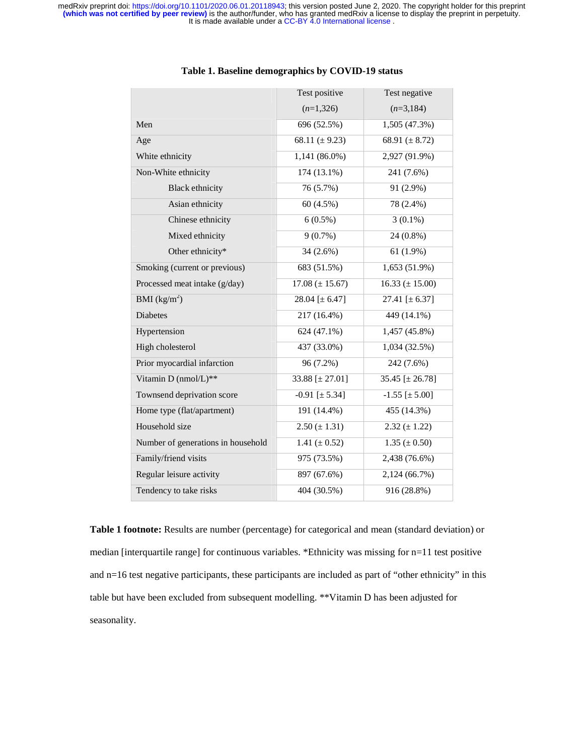**Table 1. Baseline demographics by COVID-19 status**

| | Test positive (*n*=1,326) | Test negative (*n*=3,184) |
|---|---|---|
| Men | 696 (52.5%) | 1,505 (47.3%) |
| Age | 68.11 (± 9.23) | 68.91 (± 8.72) |
| White ethnicity | 1,141 (86.0%) | 2,927 (91.9%) |
| Non-White ethnicity | 174 (13.1%) | 241 (7.6%) |
| Black ethnicity | 76 (5.7%) | 91 (2.9%) |
| Asian ethnicity | 60 (4.5%) | 78 (2.4%) |
| Chinese ethnicity | 6 (0.5%) | 3 (0.1%) |
| Mixed ethnicity | 9 (0.7%) | 24 (0.8%) |
| Other ethnicity* | 34 (2.6%) | 61 (1.9%) |
| Smoking (current or previous) | 683 (51.5%) | 1,653 (51.9%) |
| Processed meat intake (g/day) | 17.08 (± 15.67) | 16.33 (± 15.00) |
| BMI (kg/m$^2$) | 28.04 [± 6.47] | 27.41 [± 6.37] |
| Diabetes | 217 (16.4%) | 449 (14.1%) |
| Hypertension | 624 (47.1%) | 1,457 (45.8%) |
| High cholesterol | 437 (33.0%) | 1,034 (32.5%) |
| Prior myocardial infarction | 96 (7.2%) | 242 (7.6%) |
| Vitamin D (nmol/L)** | 33.88 [± 27.01] | 35.45 [± 26.78] |
| Townsend deprivation score | -0.91 [± 5.34] | -1.55 [± 5.00] |
| Home type (flat/apartment) | 191 (14.4%) | 455 (14.3%) |
| Household size | 2.50 (± 1.31) | 2.32 (± 1.22) |
| Number of generations in household | 1.41 (± 0.52) | 1.35 (± 0.50) |
| Family/friend visits | 975 (73.5%) | 2,438 (76.6%) |
| Regular leisure activity | 897 (67.6%) | 2,124 (66.7%) |
| Tendency to take risks | 404 (30.5%) | 916 (28.8%) |

**Table 1 footnote:** Results are number (percentage) for categorical and mean (standard deviation) or median [interquartile range] for continuous variables. *Ethnicity was missing for n=11 test positive and n=16 test negative participants, these participants are included as part of "other ethnicity" in this table but have been excluded from subsequent modelling. **Vitamin D has been adjusted for seasonality.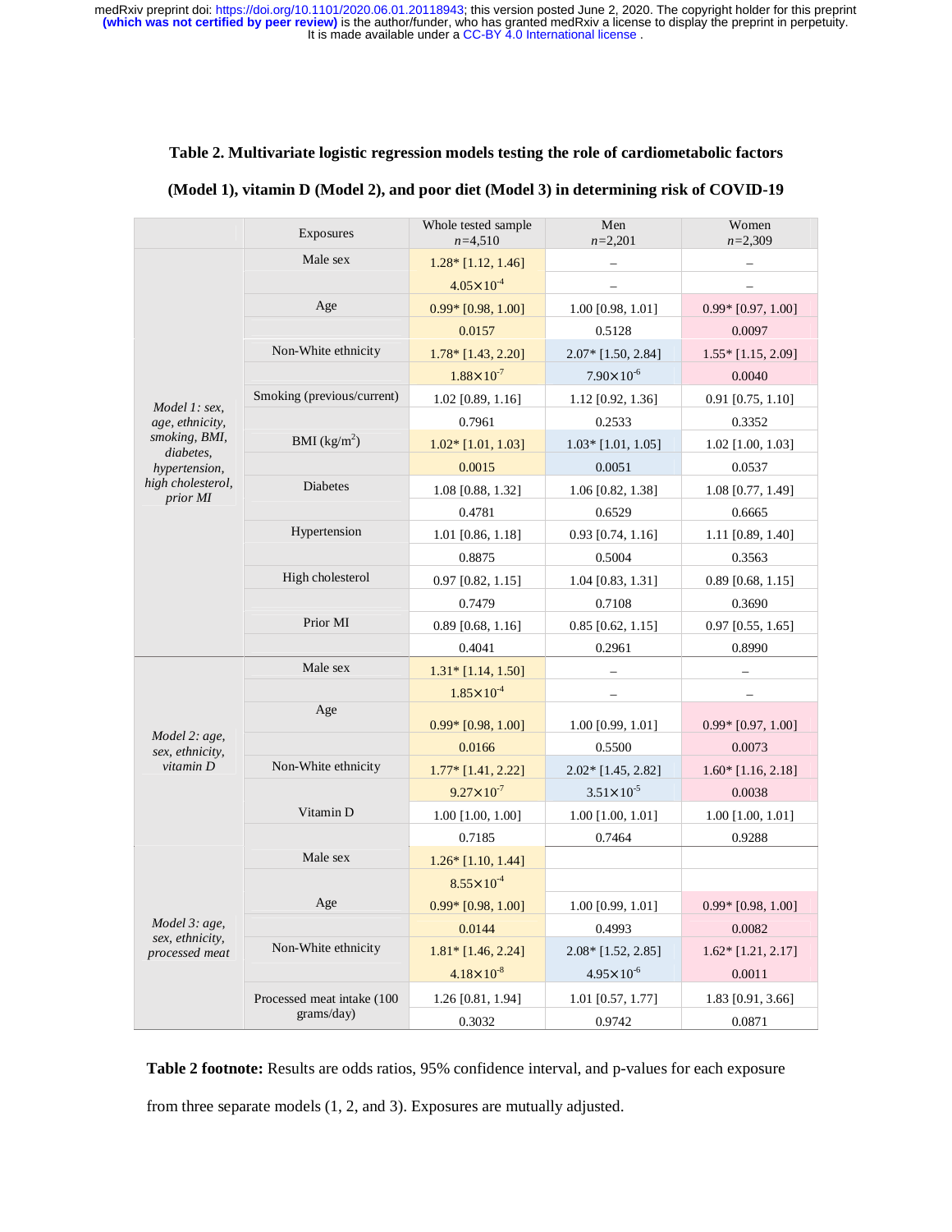**Table 2. Multivariate logistic regression models testing the role of cardiometabolic factors (Model 1), vitamin D (Model 2), and poor diet (Model 3) in determining risk of COVID-19**

| | Exposures | Whole tested sample $n$=4,510 | Men $n$=2,201 | Women $n$=2,309 |
|---|---|---|---|---|
| *Model 1: sex, age, ethnicity, smoking, BMI, diabetes, hypertension, high cholesterol, prior MI* | Male sex | 1.28* [1.12, 1.46] | – | – |
| | | $4.05\times10^{-4}$ | – | – |
| | Age | 0.99* [0.98, 1.00] | 1.00 [0.98, 1.01] | 0.99* [0.97, 1.00] |
| | | 0.0157 | 0.5128 | 0.0097 |
| | Non-White ethnicity | 1.78* [1.43, 2.20] | 2.07* [1.50, 2.84] | 1.55* [1.15, 2.09] |
| | | $1.88\times10^{-7}$ | $7.90\times10^{-6}$ | 0.0040 |
| | Smoking (previous/current) | 1.02 [0.89, 1.16] | 1.12 [0.92, 1.36] | 0.91 [0.75, 1.10] |
| | | 0.7961 | 0.2533 | 0.3352 |
| | BMI (kg/m$^2$) | 1.02* [1.01, 1.03] | 1.03* [1.01, 1.05] | 1.02 [1.00, 1.03] |
| | | 0.0015 | 0.0051 | 0.0537 |
| | Diabetes | 1.08 [0.88, 1.32] | 1.06 [0.82, 1.38] | 1.08 [0.77, 1.49] |
| | | 0.4781 | 0.6529 | 0.6665 |
| | Hypertension | 1.01 [0.86, 1.18] | 0.93 [0.74, 1.16] | 1.11 [0.89, 1.40] |
| | | 0.8875 | 0.5004 | 0.3563 |
| | High cholesterol | 0.97 [0.82, 1.15] | 1.04 [0.83, 1.31] | 0.89 [0.68, 1.15] |
| | | 0.7479 | 0.7108 | 0.3690 |
| | Prior MI | 0.89 [0.68, 1.16] | 0.85 [0.62, 1.15] | 0.97 [0.55, 1.65] |
| | | 0.4041 | 0.2961 | 0.8990 |
| *Model 2: age, sex, ethnicity, vitamin D* | Male sex | 1.31* [1.14, 1.50] | – | – |
| | | $1.85\times10^{-4}$ | – | – |
| | Age | 0.99* [0.98, 1.00] | 1.00 [0.99, 1.01] | 0.99* [0.97, 1.00] |
| | | 0.0166 | 0.5500 | 0.0073 |
| | Non-White ethnicity | 1.77* [1.41, 2.22] | 2.02* [1.45, 2.82] | 1.60* [1.16, 2.18] |
| | | $9.27\times10^{-7}$ | $3.51\times10^{-5}$ | 0.0038 |
| | Vitamin D | 1.00 [1.00, 1.00] | 1.00 [1.00, 1.01] | 1.00 [1.00, 1.01] |
| | | 0.7185 | 0.7464 | 0.9288 |
| *Model 3: age, sex, ethnicity, processed meat* | Male sex | 1.26* [1.10, 1.44] | | |
| | | $8.55\times10^{-4}$ | | |
| | Age | 0.99* [0.98, 1.00] | 1.00 [0.99, 1.01] | 0.99* [0.98, 1.00] |
| | | 0.0144 | 0.4993 | 0.0082 |
| | Non-White ethnicity | 1.81* [1.46, 2.24] | 2.08* [1.52, 2.85] | 1.62* [1.21, 2.17] |
| | | $4.18\times10^{-8}$ | $4.95\times10^{-6}$ | 0.0011 |
| | Processed meat intake (100 grams/day) | 1.26 [0.81, 1.94] | 1.01 [0.57, 1.77] | 1.83 [0.91, 3.66] |
| | | 0.3032 | 0.9742 | 0.0871 |

**Table 2 footnote:** Results are odds ratios, 95% confidence interval, and p-values for each exposure from three separate models (1, 2, and 3). Exposures are mutually adjusted.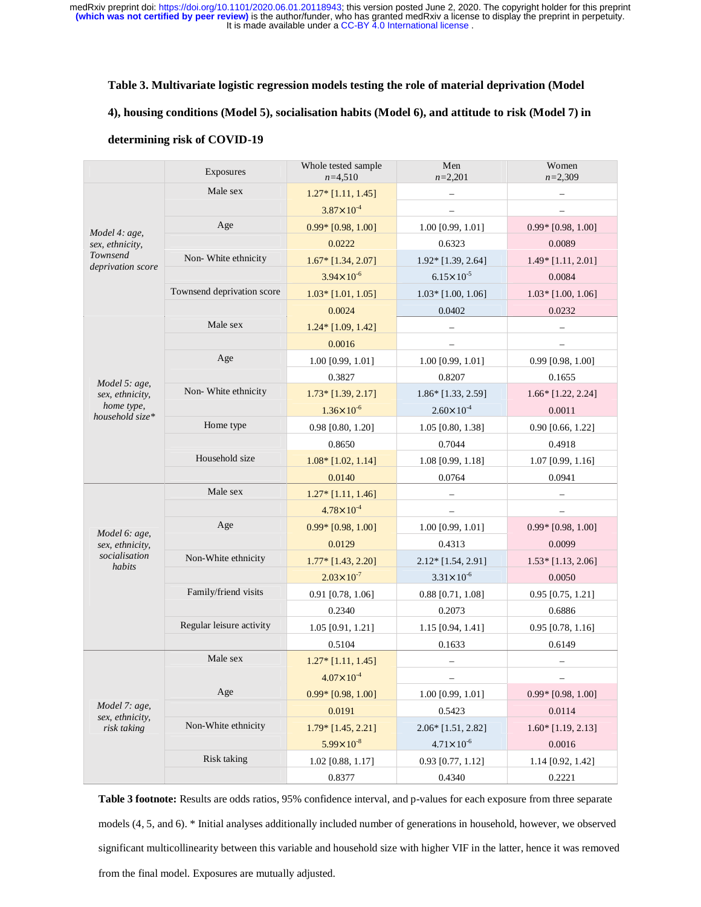**Table 3. Multivariate logistic regression models testing the role of material deprivation (Model 4), housing conditions (Model 5), socialisation habits (Model 6), and attitude to risk (Model 7) in determining risk of COVID-19**

| | Exposures | Whole tested sample $n$=4,510 | Men $n$=2,201 | Women $n$=2,309 |
|---|---|---|---|---|
| *Model 4: age, sex, ethnicity, Townsend deprivation score* | Male sex | 1.27* [1.11, 1.45] | – | – |
| | | $3.87\times10^{-4}$ | – | – |
| | Age | 0.99* [0.98, 1.00] | 1.00 [0.99, 1.01] | 0.99* [0.98, 1.00] |
| | | 0.0222 | 0.6323 | 0.0089 |
| | Non- White ethnicity | 1.67* [1.34, 2.07] | 1.92* [1.39, 2.64] | 1.49* [1.11, 2.01] |
| | | $3.94\times10^{-6}$ | $6.15\times10^{-5}$ | 0.0084 |
| | Townsend deprivation score | 1.03* [1.01, 1.05] | 1.03* [1.00, 1.06] | 1.03* [1.00, 1.06] |
| | | 0.0024 | 0.0402 | 0.0232 |
| *Model 5: age, sex, ethnicity, home type, household size** | Male sex | 1.24* [1.09, 1.42] | – | – |
| | | 0.0016 | – | – |
| | Age | 1.00 [0.99, 1.01] | 1.00 [0.99, 1.01] | 0.99 [0.98, 1.00] |
| | | 0.3827 | 0.8207 | 0.1655 |
| | Non- White ethnicity | 1.73* [1.39, 2.17] | 1.86* [1.33, 2.59] | 1.66* [1.22, 2.24] |
| | | $1.36\times10^{-6}$ | $2.60\times10^{-4}$ | 0.0011 |
| | Home type | 0.98 [0.80, 1.20] | 1.05 [0.80, 1.38] | 0.90 [0.66, 1.22] |
| | | 0.8650 | 0.7044 | 0.4918 |
| | Household size | 1.08* [1.02, 1.14] | 1.08 [0.99, 1.18] | 1.07 [0.99, 1.16] |
| | | 0.0140 | 0.0764 | 0.0941 |
| *Model 6: age, sex, ethnicity, socialisation habits* | Male sex | 1.27* [1.11, 1.46] | – | – |
| | | $4.78\times10^{-4}$ | – | – |
| | Age | 0.99* [0.98, 1.00] | 1.00 [0.99, 1.01] | 0.99* [0.98, 1.00] |
| | | 0.0129 | 0.4313 | 0.0099 |
| | Non-White ethnicity | 1.77* [1.43, 2.20] | 2.12* [1.54, 2.91] | 1.53* [1.13, 2.06] |
| | | $2.03\times10^{-7}$ | $3.31\times10^{-6}$ | 0.0050 |
| | Family/friend visits | 0.91 [0.78, 1.06] | 0.88 [0.71, 1.08] | 0.95 [0.75, 1.21] |
| | | 0.2340 | 0.2073 | 0.6886 |
| | Regular leisure activity | 1.05 [0.91, 1.21] | 1.15 [0.94, 1.41] | 0.95 [0.78, 1.16] |
| | | 0.5104 | 0.1633 | 0.6149 |
| *Model 7: age, sex, ethnicity, risk taking* | Male sex | 1.27* [1.11, 1.45] | – | – |
| | | $4.07\times10^{-4}$ | – | – |
| | Age | 0.99* [0.98, 1.00] | 1.00 [0.99, 1.01] | 0.99* [0.98, 1.00] |
| | | 0.0191 | 0.5423 | 0.0114 |
| | Non-White ethnicity | 1.79* [1.45, 2.21] | 2.06* [1.51, 2.82] | 1.60* [1.19, 2.13] |
| | | $5.99\times10^{-8}$ | $4.71\times10^{-6}$ | 0.0016 |
| | Risk taking | 1.02 [0.88, 1.17] | 0.93 [0.77, 1.12] | 1.14 [0.92, 1.42] |
| | | 0.8377 | 0.4340 | 0.2221 |

**Table 3 footnote:** Results are odds ratios, 95% confidence interval, and p-values for each exposure from three separate models (4, 5, and 6). * Initial analyses additionally included number of generations in household, however, we observed significant multicollinearity between this variable and household size with higher VIF in the latter, hence it was removed from the final model. Exposures are mutually adjusted.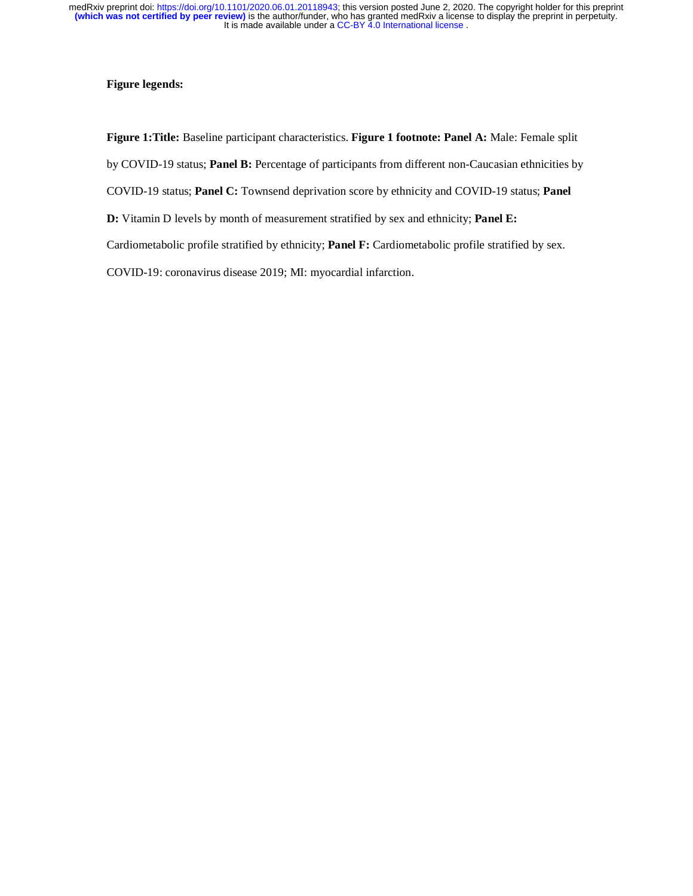**Figure legends:**

**Figure 1:Title:** Baseline participant characteristics. **Figure 1 footnote: Panel A:** Male: Female split by COVID-19 status; **Panel B:** Percentage of participants from different non-Caucasian ethnicities by COVID-19 status; **Panel C:** Townsend deprivation score by ethnicity and COVID-19 status; **Panel D:** Vitamin D levels by month of measurement stratified by sex and ethnicity; **Panel E:** Cardiometabolic profile stratified by ethnicity; **Panel F:** Cardiometabolic profile stratified by sex. COVID-19: coronavirus disease 2019; MI: myocardial infarction.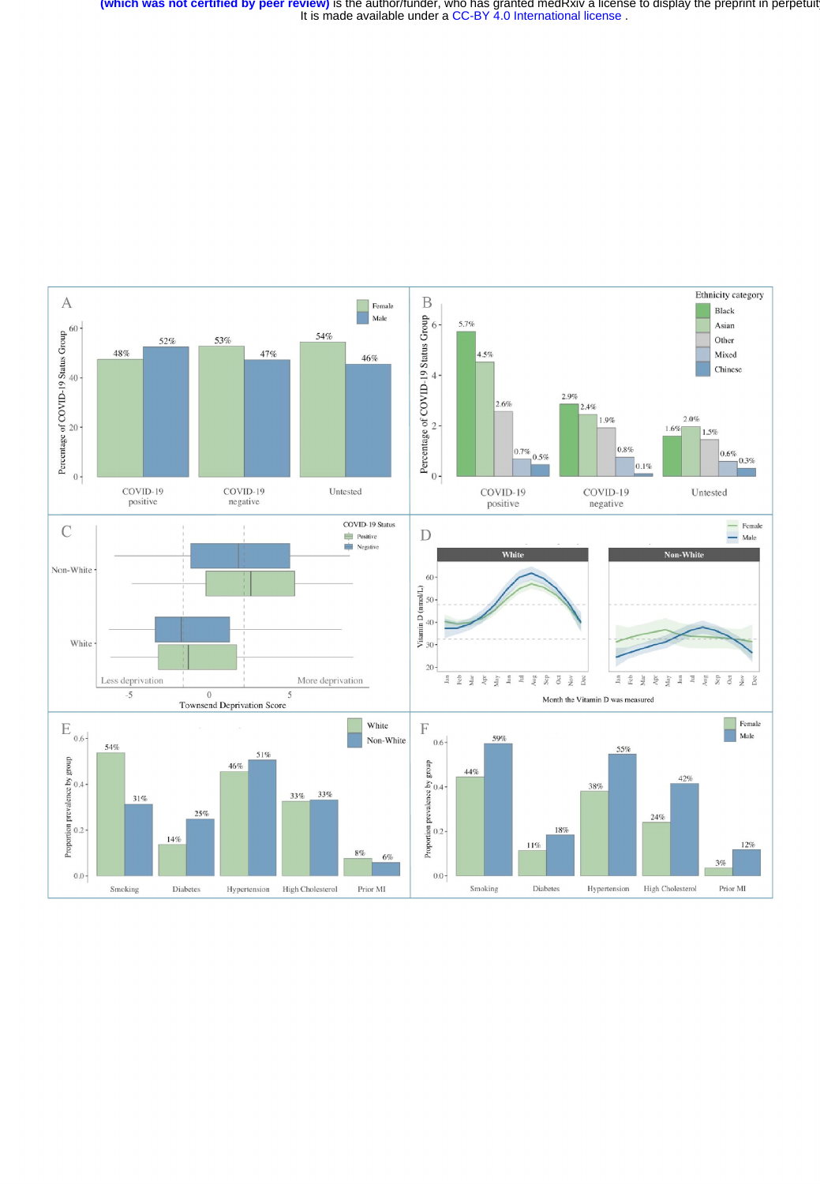A

Female
Male

Percentage of COVID-19 Status Group

0 20 40 60

48% 52% 53% 47% 54% 46%

COVID-19 positive
COVID-19 negative
Untested

B

Ethnicity category
Black
Asian
Other
Mixed
Chinese

Percentage of COVID-19 Status Group

0 2 4 6

5.7% 4.5% 2.6% 0.7% 0.5%
2.9% 2.4% 1.9% 0.8% 0.1%
1.6% 2.0% 1.5% 0.6% 0.3%

COVID-19 positive
COVID-19 negative
Untested

C

COVID-19 Status
Positive
Negative

Non-White
White

Less deprivation
More deprivation

-5 0 5

Townsend Deprivation Score

D

Female
Male

White
Non-White

Vitamin D (nmol/L)

20 30 40 50 60

Jan Feb Mar Apr May Jun Jul Aug Sep Oct Nov Dec

Month the Vitamin D was measured

E

White
Non-White

Proportion prevalence by group

0.0 0.2 0.4 0.6

54% 31% 14% 25% 46% 51% 33% 33% 8% 6%

Smoking
Diabetes
Hypertension
High Cholesterol
Prior MI

F

Female
Male

Proportion prevalence by group

0.0 0.2 0.4 0.6

44% 59% 11% 18% 38% 55% 24% 42% 3% 12%

Smoking
Diabetes
Hypertension
High Cholesterol
Prior MI